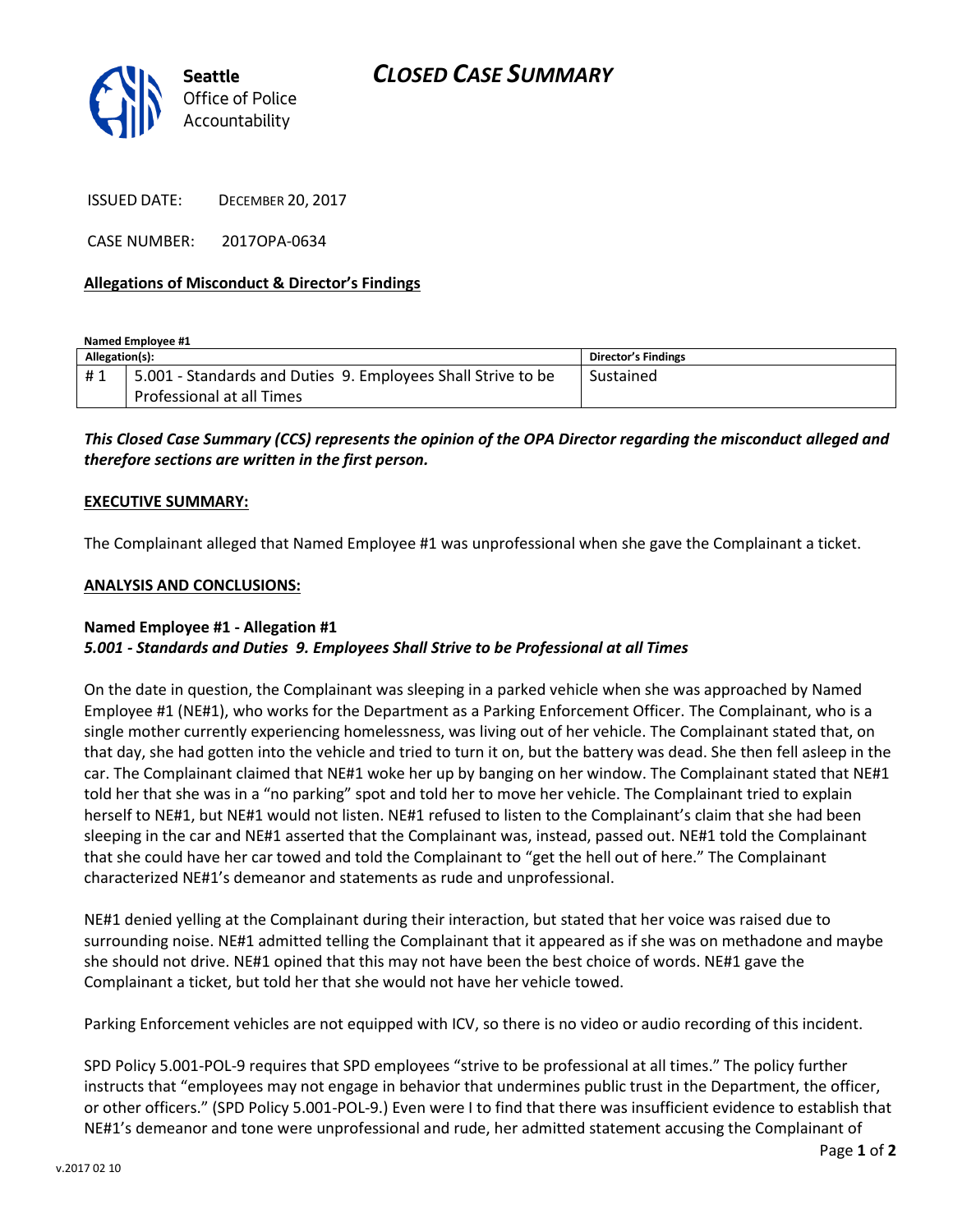Seattle Office of Police Accountability

# CLOSED CASE SUMMARY

ISSUED DATE: DECEMBER 20, 2017

CASE NUMBER: 2017OPA-0634

**Allegations of Misconduct & Director's Findings**

**Named Employee #1**

| Allegation(s): | | Director's Findings |
|---|---|---|
| # 1 | 5.001 - Standards and Duties 9. Employees Shall Strive to be Professional at all Times | Sustained |

***This Closed Case Summary (CCS) represents the opinion of the OPA Director regarding the misconduct alleged and therefore sections are written in the first person.***

**EXECUTIVE SUMMARY:**

The Complainant alleged that Named Employee #1 was unprofessional when she gave the Complainant a ticket.

**ANALYSIS AND CONCLUSIONS:**

**Named Employee #1 - Allegation #1**
***5.001 - Standards and Duties 9. Employees Shall Strive to be Professional at all Times***

On the date in question, the Complainant was sleeping in a parked vehicle when she was approached by Named Employee #1 (NE#1), who works for the Department as a Parking Enforcement Officer. The Complainant, who is a single mother currently experiencing homelessness, was living out of her vehicle. The Complainant stated that, on that day, she had gotten into the vehicle and tried to turn it on, but the battery was dead. She then fell asleep in the car. The Complainant claimed that NE#1 woke her up by banging on her window. The Complainant stated that NE#1 told her that she was in a "no parking" spot and told her to move her vehicle. The Complainant tried to explain herself to NE#1, but NE#1 would not listen. NE#1 refused to listen to the Complainant's claim that she had been sleeping in the car and NE#1 asserted that the Complainant was, instead, passed out. NE#1 told the Complainant that she could have her car towed and told the Complainant to "get the hell out of here." The Complainant characterized NE#1's demeanor and statements as rude and unprofessional.

NE#1 denied yelling at the Complainant during their interaction, but stated that her voice was raised due to surrounding noise. NE#1 admitted telling the Complainant that it appeared as if she was on methadone and maybe she should not drive. NE#1 opined that this may not have been the best choice of words. NE#1 gave the Complainant a ticket, but told her that she would not have her vehicle towed.

Parking Enforcement vehicles are not equipped with ICV, so there is no video or audio recording of this incident.

SPD Policy 5.001-POL-9 requires that SPD employees "strive to be professional at all times." The policy further instructs that "employees may not engage in behavior that undermines public trust in the Department, the officer, or other officers." (SPD Policy 5.001-POL-9.) Even were I to find that there was insufficient evidence to establish that NE#1's demeanor and tone were unprofessional and rude, her admitted statement accusing the Complainant of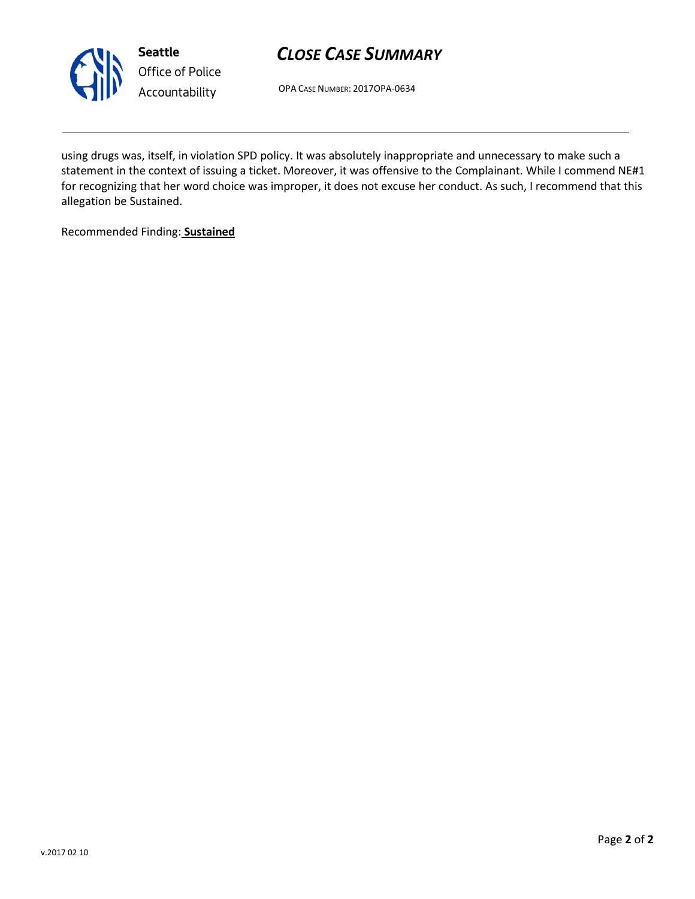using drugs was, itself, in violation SPD policy. It was absolutely inappropriate and unnecessary to make such a statement in the context of issuing a ticket. Moreover, it was offensive to the Complainant. While I commend NE#1 for recognizing that her word choice was improper, it does not excuse her conduct. As such, I recommend that this allegation be Sustained.

Recommended Finding: **Sustained**